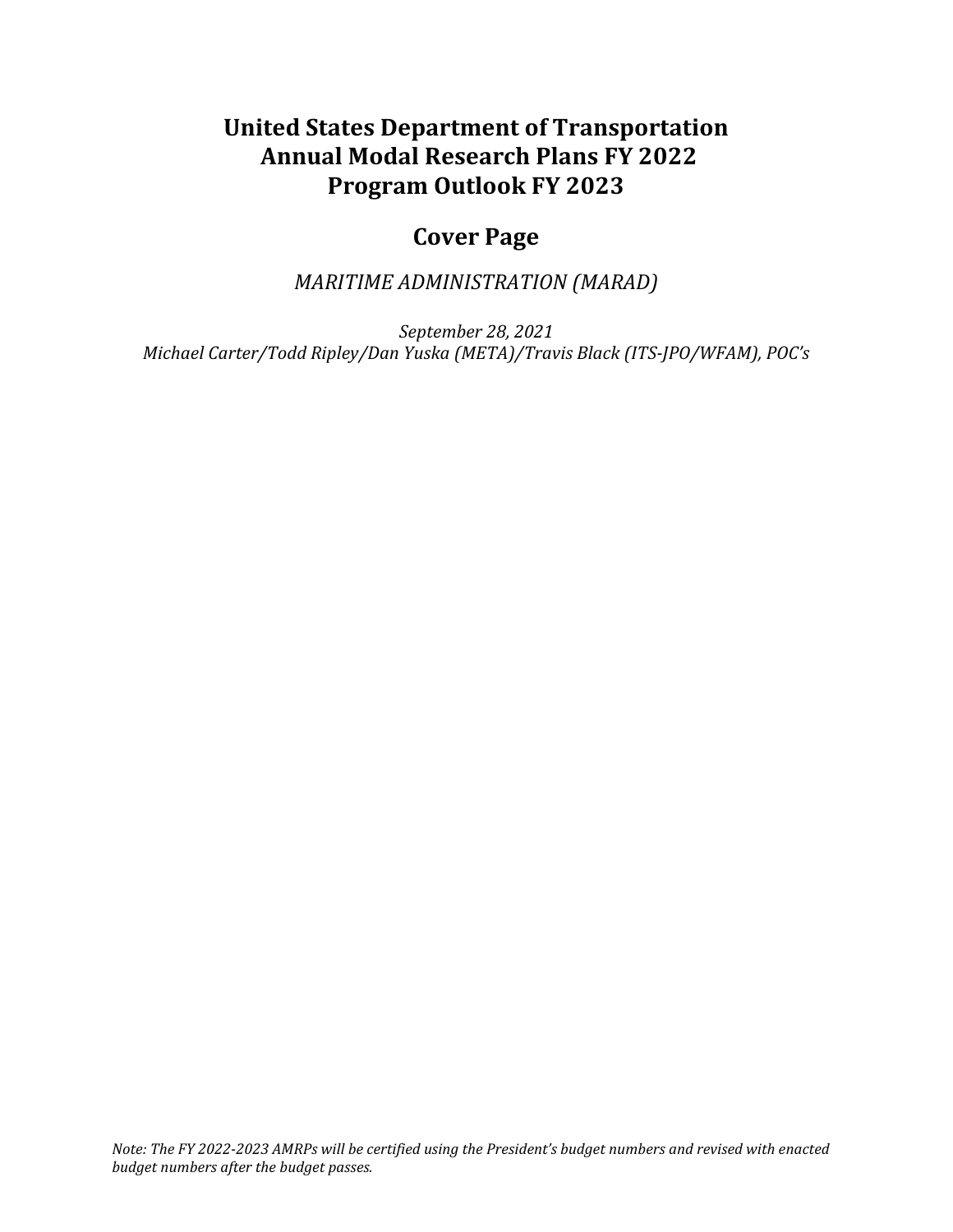# United States Department of Transportation
# Annual Modal Research Plans FY 2022
# Program Outlook FY 2023

## Cover Page

*MARITIME ADMINISTRATION (MARAD)*

*September 28, 2021*
*Michael Carter/Todd Ripley/Dan Yuska (META)/Travis Black (ITS-JPO/WFAM), POC's*

*Note: The FY 2022-2023 AMRPs will be certified using the President's budget numbers and revised with enacted budget numbers after the budget passes.*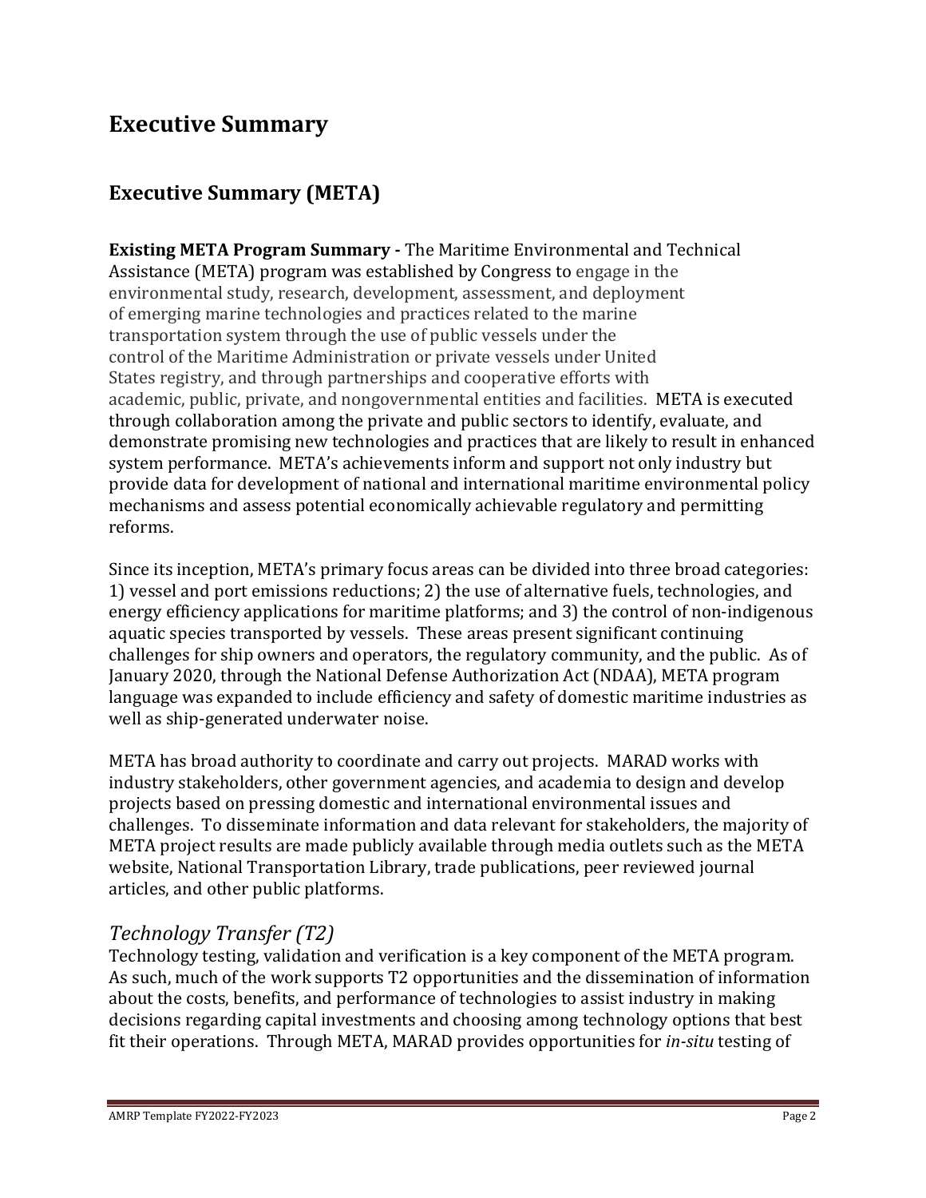# Executive Summary

## Executive Summary (META)

**Existing META Program Summary -** The Maritime Environmental and Technical Assistance (META) program was established by Congress to engage in the environmental study, research, development, assessment, and deployment of emerging marine technologies and practices related to the marine transportation system through the use of public vessels under the control of the Maritime Administration or private vessels under United States registry, and through partnerships and cooperative efforts with academic, public, private, and nongovernmental entities and facilities. META is executed through collaboration among the private and public sectors to identify, evaluate, and demonstrate promising new technologies and practices that are likely to result in enhanced system performance. META's achievements inform and support not only industry but provide data for development of national and international maritime environmental policy mechanisms and assess potential economically achievable regulatory and permitting reforms.

Since its inception, META's primary focus areas can be divided into three broad categories: 1) vessel and port emissions reductions; 2) the use of alternative fuels, technologies, and energy efficiency applications for maritime platforms; and 3) the control of non-indigenous aquatic species transported by vessels. These areas present significant continuing challenges for ship owners and operators, the regulatory community, and the public. As of January 2020, through the National Defense Authorization Act (NDAA), META program language was expanded to include efficiency and safety of domestic maritime industries as well as ship-generated underwater noise.

META has broad authority to coordinate and carry out projects. MARAD works with industry stakeholders, other government agencies, and academia to design and develop projects based on pressing domestic and international environmental issues and challenges. To disseminate information and data relevant for stakeholders, the majority of META project results are made publicly available through media outlets such as the META website, National Transportation Library, trade publications, peer reviewed journal articles, and other public platforms.

### *Technology Transfer (T2)*

Technology testing, validation and verification is a key component of the META program. As such, much of the work supports T2 opportunities and the dissemination of information about the costs, benefits, and performance of technologies to assist industry in making decisions regarding capital investments and choosing among technology options that best fit their operations. Through META, MARAD provides opportunities for *in-situ* testing of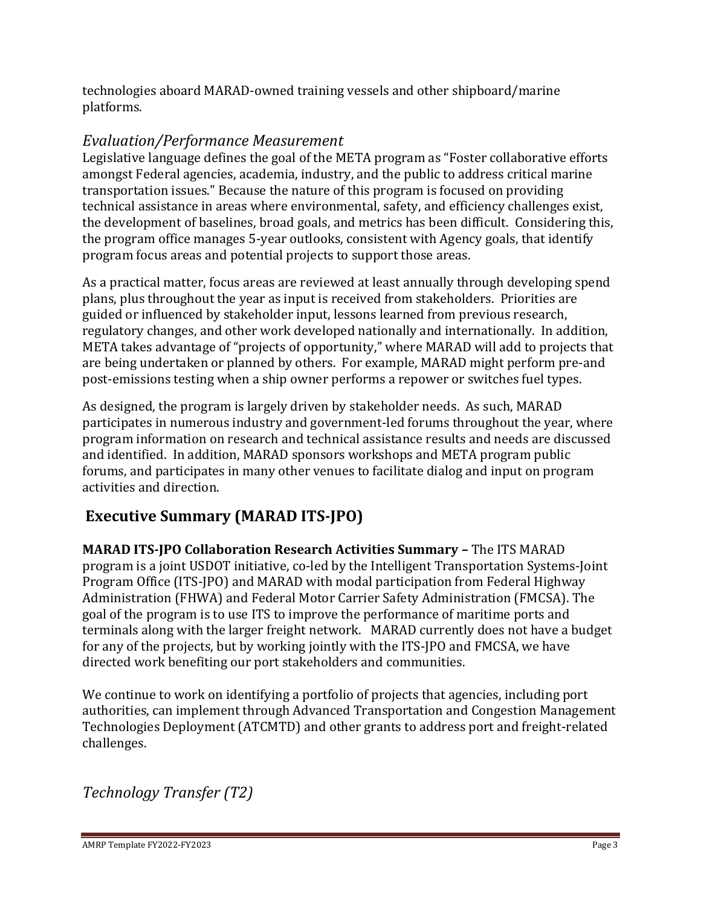technologies aboard MARAD-owned training vessels and other shipboard/marine platforms.

### *Evaluation/Performance Measurement*

Legislative language defines the goal of the META program as "Foster collaborative efforts amongst Federal agencies, academia, industry, and the public to address critical marine transportation issues." Because the nature of this program is focused on providing technical assistance in areas where environmental, safety, and efficiency challenges exist, the development of baselines, broad goals, and metrics has been difficult. Considering this, the program office manages 5-year outlooks, consistent with Agency goals, that identify program focus areas and potential projects to support those areas.

As a practical matter, focus areas are reviewed at least annually through developing spend plans, plus throughout the year as input is received from stakeholders. Priorities are guided or influenced by stakeholder input, lessons learned from previous research, regulatory changes, and other work developed nationally and internationally. In addition, META takes advantage of "projects of opportunity," where MARAD will add to projects that are being undertaken or planned by others. For example, MARAD might perform pre-and post-emissions testing when a ship owner performs a repower or switches fuel types.

As designed, the program is largely driven by stakeholder needs. As such, MARAD participates in numerous industry and government-led forums throughout the year, where program information on research and technical assistance results and needs are discussed and identified. In addition, MARAD sponsors workshops and META program public forums, and participates in many other venues to facilitate dialog and input on program activities and direction.

## Executive Summary (MARAD ITS-JPO)

**MARAD ITS-JPO Collaboration Research Activities Summary –** The ITS MARAD program is a joint USDOT initiative, co-led by the Intelligent Transportation Systems-Joint Program Office (ITS-JPO) and MARAD with modal participation from Federal Highway Administration (FHWA) and Federal Motor Carrier Safety Administration (FMCSA). The goal of the program is to use ITS to improve the performance of maritime ports and terminals along with the larger freight network. MARAD currently does not have a budget for any of the projects, but by working jointly with the ITS-JPO and FMCSA, we have directed work benefiting our port stakeholders and communities.

We continue to work on identifying a portfolio of projects that agencies, including port authorities, can implement through Advanced Transportation and Congestion Management Technologies Deployment (ATCMTD) and other grants to address port and freight-related challenges.

### *Technology Transfer (T2)*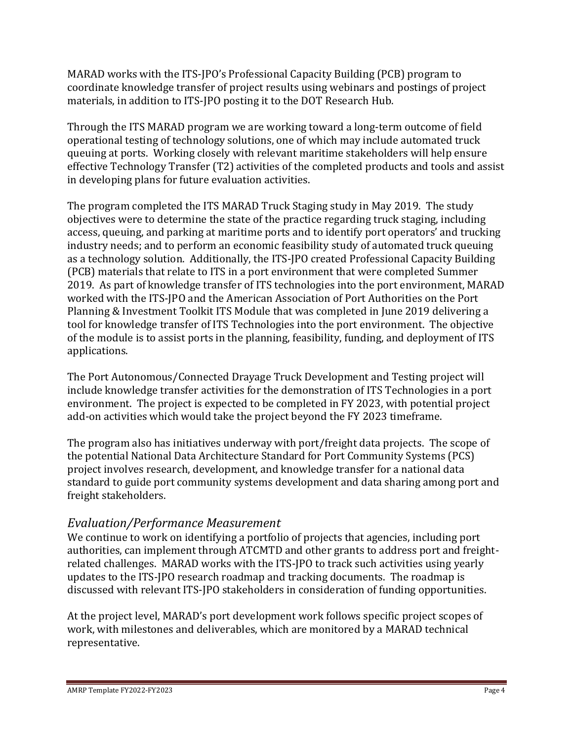MARAD works with the ITS-JPO's Professional Capacity Building (PCB) program to coordinate knowledge transfer of project results using webinars and postings of project materials, in addition to ITS-JPO posting it to the DOT Research Hub.

Through the ITS MARAD program we are working toward a long-term outcome of field operational testing of technology solutions, one of which may include automated truck queuing at ports. Working closely with relevant maritime stakeholders will help ensure effective Technology Transfer (T2) activities of the completed products and tools and assist in developing plans for future evaluation activities.

The program completed the ITS MARAD Truck Staging study in May 2019. The study objectives were to determine the state of the practice regarding truck staging, including access, queuing, and parking at maritime ports and to identify port operators' and trucking industry needs; and to perform an economic feasibility study of automated truck queuing as a technology solution. Additionally, the ITS-JPO created Professional Capacity Building (PCB) materials that relate to ITS in a port environment that were completed Summer 2019. As part of knowledge transfer of ITS technologies into the port environment, MARAD worked with the ITS-JPO and the American Association of Port Authorities on the Port Planning & Investment Toolkit ITS Module that was completed in June 2019 delivering a tool for knowledge transfer of ITS Technologies into the port environment. The objective of the module is to assist ports in the planning, feasibility, funding, and deployment of ITS applications.

The Port Autonomous/Connected Drayage Truck Development and Testing project will include knowledge transfer activities for the demonstration of ITS Technologies in a port environment. The project is expected to be completed in FY 2023, with potential project add-on activities which would take the project beyond the FY 2023 timeframe.

The program also has initiatives underway with port/freight data projects. The scope of the potential National Data Architecture Standard for Port Community Systems (PCS) project involves research, development, and knowledge transfer for a national data standard to guide port community systems development and data sharing among port and freight stakeholders.

## *Evaluation/Performance Measurement*

We continue to work on identifying a portfolio of projects that agencies, including port authorities, can implement through ATCMTD and other grants to address port and freight-related challenges. MARAD works with the ITS-JPO to track such activities using yearly updates to the ITS-JPO research roadmap and tracking documents. The roadmap is discussed with relevant ITS-JPO stakeholders in consideration of funding opportunities.

At the project level, MARAD's port development work follows specific project scopes of work, with milestones and deliverables, which are monitored by a MARAD technical representative.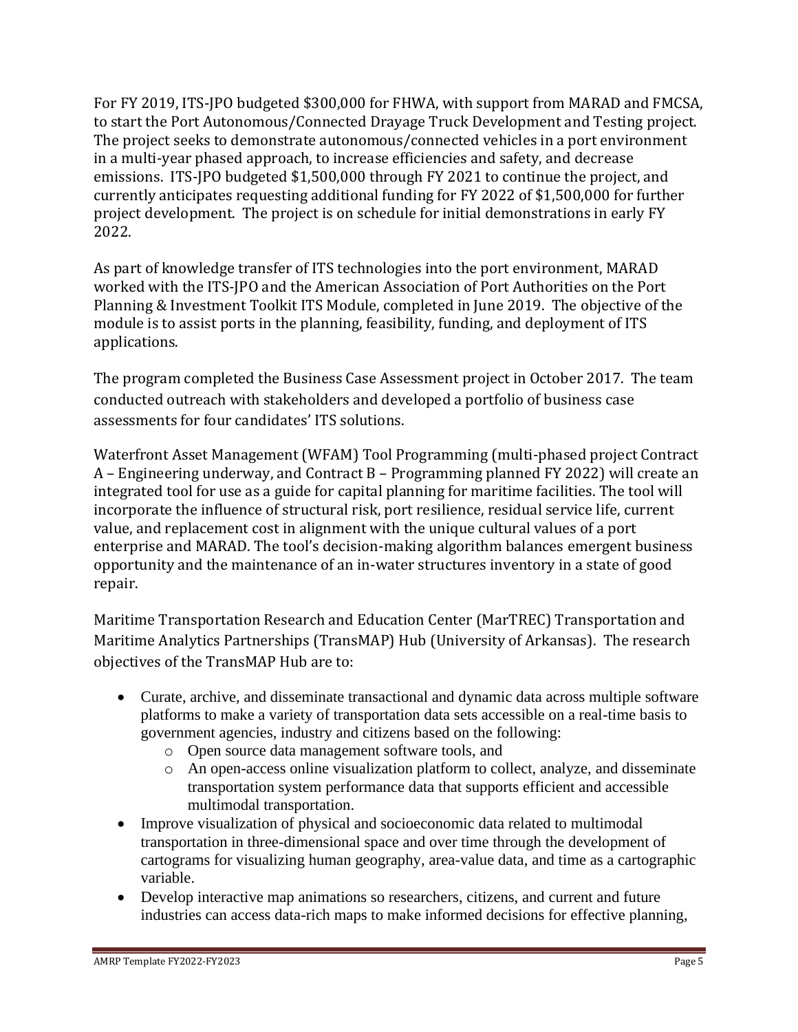For FY 2019, ITS-JPO budgeted $300,000 for FHWA, with support from MARAD and FMCSA, to start the Port Autonomous/Connected Drayage Truck Development and Testing project. The project seeks to demonstrate autonomous/connected vehicles in a port environment in a multi-year phased approach, to increase efficiencies and safety, and decrease emissions. ITS-JPO budgeted $1,500,000 through FY 2021 to continue the project, and currently anticipates requesting additional funding for FY 2022 of $1,500,000 for further project development. The project is on schedule for initial demonstrations in early FY 2022.

As part of knowledge transfer of ITS technologies into the port environment, MARAD worked with the ITS-JPO and the American Association of Port Authorities on the Port Planning & Investment Toolkit ITS Module, completed in June 2019. The objective of the module is to assist ports in the planning, feasibility, funding, and deployment of ITS applications.

The program completed the Business Case Assessment project in October 2017. The team conducted outreach with stakeholders and developed a portfolio of business case assessments for four candidates' ITS solutions.

Waterfront Asset Management (WFAM) Tool Programming (multi-phased project Contract A – Engineering underway, and Contract B – Programming planned FY 2022) will create an integrated tool for use as a guide for capital planning for maritime facilities. The tool will incorporate the influence of structural risk, port resilience, residual service life, current value, and replacement cost in alignment with the unique cultural values of a port enterprise and MARAD. The tool's decision-making algorithm balances emergent business opportunity and the maintenance of an in-water structures inventory in a state of good repair.

Maritime Transportation Research and Education Center (MarTREC) Transportation and Maritime Analytics Partnerships (TransMAP) Hub (University of Arkansas). The research objectives of the TransMAP Hub are to:

- Curate, archive, and disseminate transactional and dynamic data across multiple software platforms to make a variety of transportation data sets accessible on a real-time basis to government agencies, industry and citizens based on the following:
  - Open source data management software tools, and
  - An open-access online visualization platform to collect, analyze, and disseminate transportation system performance data that supports efficient and accessible multimodal transportation.
- Improve visualization of physical and socioeconomic data related to multimodal transportation in three-dimensional space and over time through the development of cartograms for visualizing human geography, area-value data, and time as a cartographic variable.
- Develop interactive map animations so researchers, citizens, and current and future industries can access data-rich maps to make informed decisions for effective planning,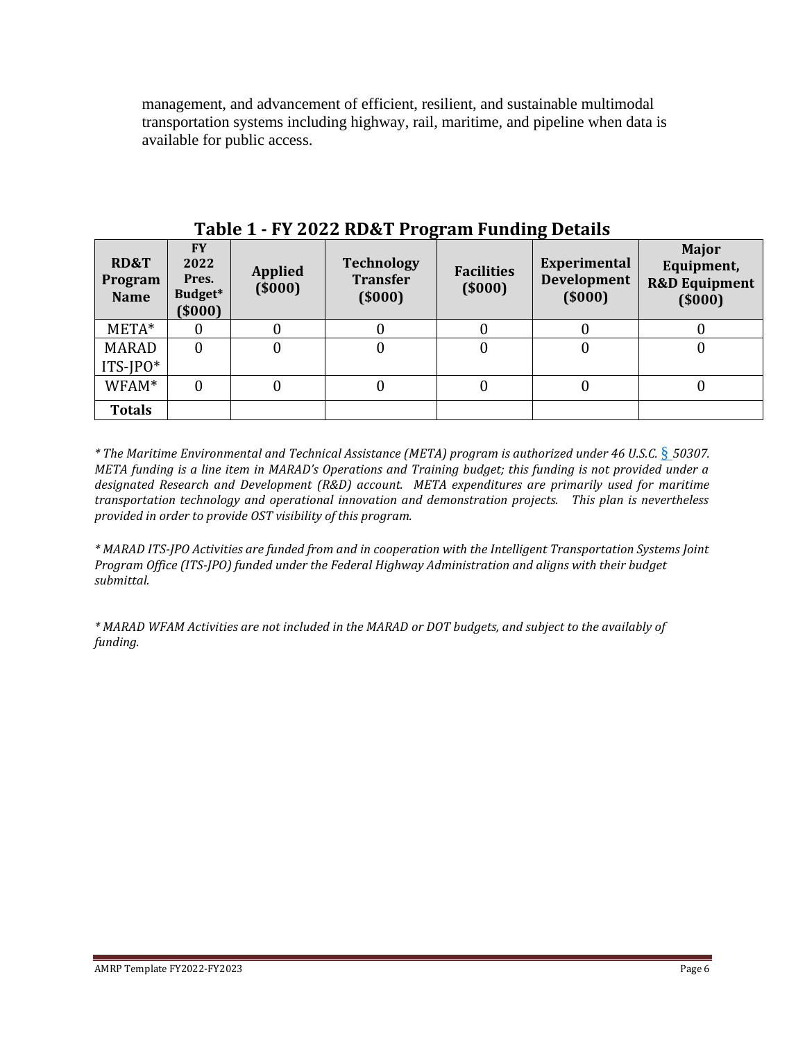management, and advancement of efficient, resilient, and sustainable multimodal transportation systems including highway, rail, maritime, and pipeline when data is available for public access.

## Table 1 - FY 2022 RD&T Program Funding Details

| RD&T Program Name | FY 2022 Pres. Budget* ($000) | Applied ($000) | Technology Transfer ($000) | Facilities ($000) | Experimental Development ($000) | Major Equipment, R&D Equipment ($000) |
|---|---|---|---|---|---|---|
| META* | 0 | 0 | 0 | 0 | 0 | 0 |
| MARAD ITS-JPO* | 0 | 0 | 0 | 0 | 0 | 0 |
| WFAM* | 0 | 0 | 0 | 0 | 0 | 0 |
| **Totals** | | | | | | |

*\* The Maritime Environmental and Technical Assistance (META) program is authorized under 46 U.S.C. § 50307. META funding is a line item in MARAD's Operations and Training budget; this funding is not provided under a designated Research and Development (R&D) account. META expenditures are primarily used for maritime transportation technology and operational innovation and demonstration projects. This plan is nevertheless provided in order to provide OST visibility of this program.*

*\* MARAD ITS-JPO Activities are funded from and in cooperation with the Intelligent Transportation Systems Joint Program Office (ITS-JPO) funded under the Federal Highway Administration and aligns with their budget submittal.*

*\* MARAD WFAM Activities are not included in the MARAD or DOT budgets, and subject to the availably of funding.*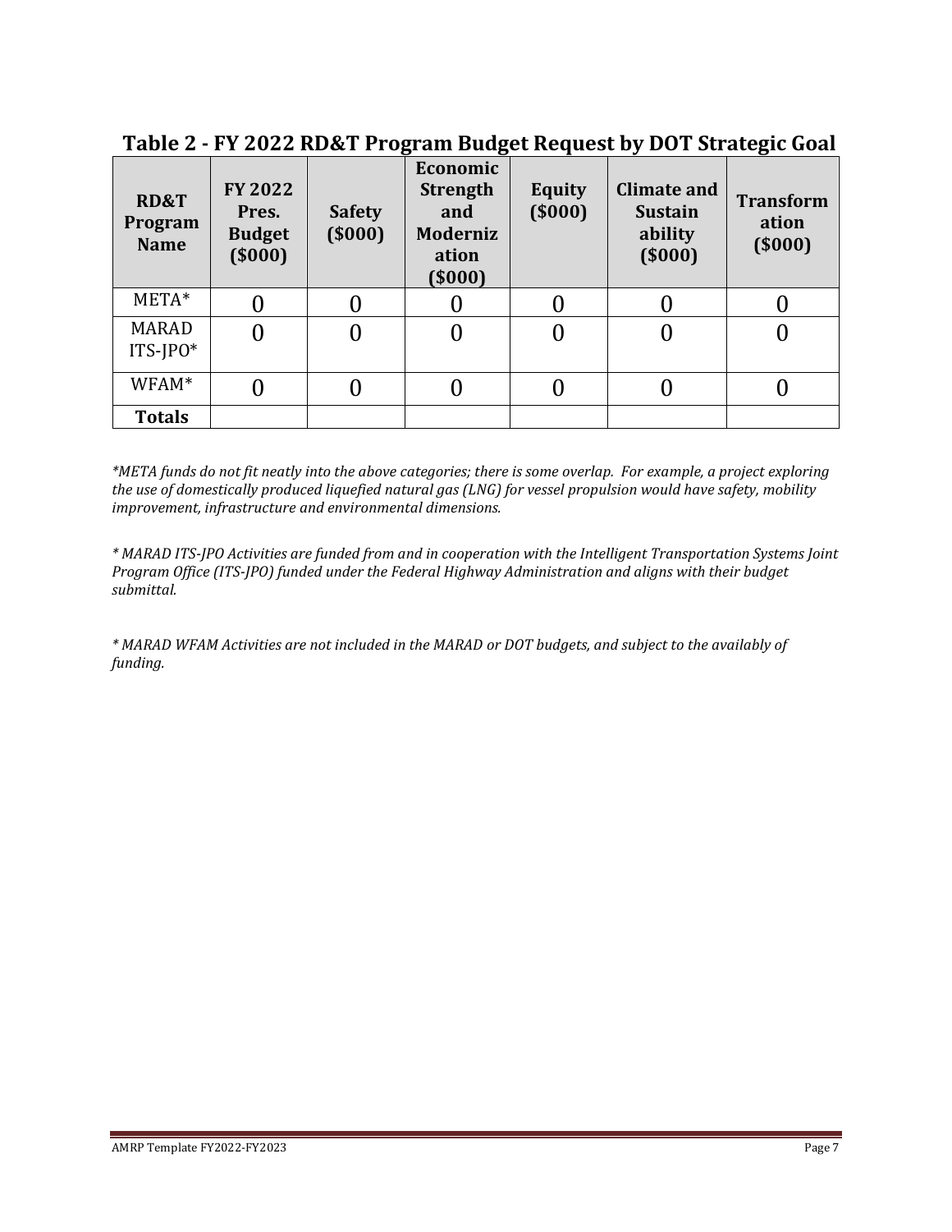## Table 2 - FY 2022 RD&T Program Budget Request by DOT Strategic Goal

| RD&T Program Name | FY 2022 Pres. Budget ($000) | Safety ($000) | Economic Strength and Modernization ($000) | Equity ($000) | Climate and Sustainability ($000) | Transformation ($000) |
|---|---|---|---|---|---|---|
| META* | 0 | 0 | 0 | 0 | 0 | 0 |
| MARAD ITS-JPO* | 0 | 0 | 0 | 0 | 0 | 0 |
| WFAM* | 0 | 0 | 0 | 0 | 0 | 0 |
| **Totals** | | | | | | |

*\*META funds do not fit neatly into the above categories; there is some overlap. For example, a project exploring the use of domestically produced liquefied natural gas (LNG) for vessel propulsion would have safety, mobility improvement, infrastructure and environmental dimensions.*

*\* MARAD ITS-JPO Activities are funded from and in cooperation with the Intelligent Transportation Systems Joint Program Office (ITS-JPO) funded under the Federal Highway Administration and aligns with their budget submittal.*

*\* MARAD WFAM Activities are not included in the MARAD or DOT budgets, and subject to the availably of funding.*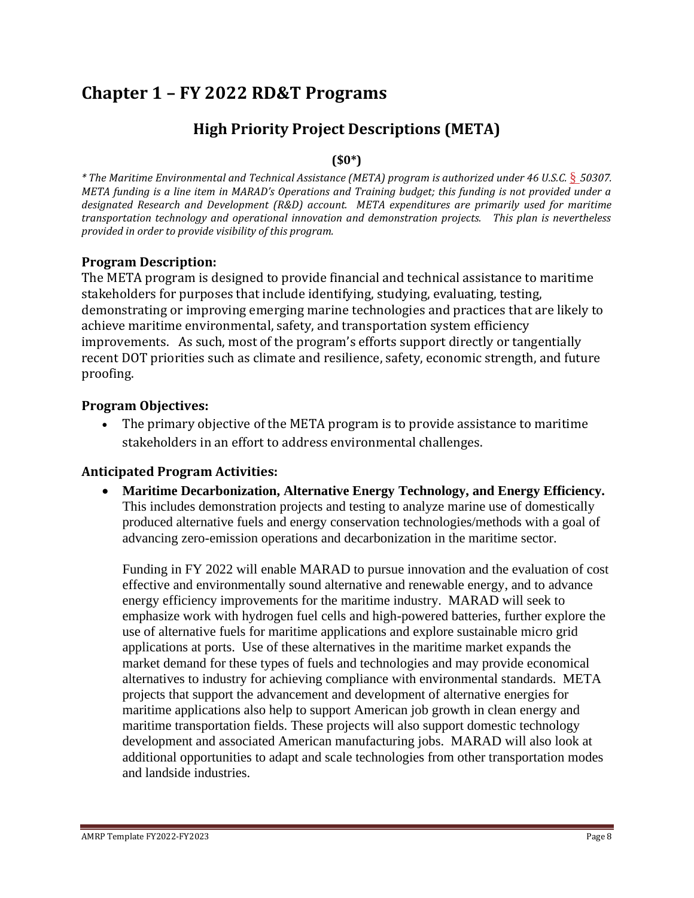# Chapter 1 – FY 2022 RD&T Programs

## High Priority Project Descriptions (META)

**($0*)**

*\* The Maritime Environmental and Technical Assistance (META) program is authorized under 46 U.S.C. § 50307. META funding is a line item in MARAD's Operations and Training budget; this funding is not provided under a designated Research and Development (R&D) account. META expenditures are primarily used for maritime transportation technology and operational innovation and demonstration projects. This plan is nevertheless provided in order to provide visibility of this program.*

### Program Description:

The META program is designed to provide financial and technical assistance to maritime stakeholders for purposes that include identifying, studying, evaluating, testing, demonstrating or improving emerging marine technologies and practices that are likely to achieve maritime environmental, safety, and transportation system efficiency improvements. As such, most of the program's efforts support directly or tangentially recent DOT priorities such as climate and resilience, safety, economic strength, and future proofing.

### Program Objectives:

- The primary objective of the META program is to provide assistance to maritime stakeholders in an effort to address environmental challenges.

### Anticipated Program Activities:

- **Maritime Decarbonization, Alternative Energy Technology, and Energy Efficiency.** This includes demonstration projects and testing to analyze marine use of domestically produced alternative fuels and energy conservation technologies/methods with a goal of advancing zero-emission operations and decarbonization in the maritime sector.

  Funding in FY 2022 will enable MARAD to pursue innovation and the evaluation of cost effective and environmentally sound alternative and renewable energy, and to advance energy efficiency improvements for the maritime industry. MARAD will seek to emphasize work with hydrogen fuel cells and high-powered batteries, further explore the use of alternative fuels for maritime applications and explore sustainable micro grid applications at ports. Use of these alternatives in the maritime market expands the market demand for these types of fuels and technologies and may provide economical alternatives to industry for achieving compliance with environmental standards. META projects that support the advancement and development of alternative energies for maritime applications also help to support American job growth in clean energy and maritime transportation fields. These projects will also support domestic technology development and associated American manufacturing jobs. MARAD will also look at additional opportunities to adapt and scale technologies from other transportation modes and landside industries.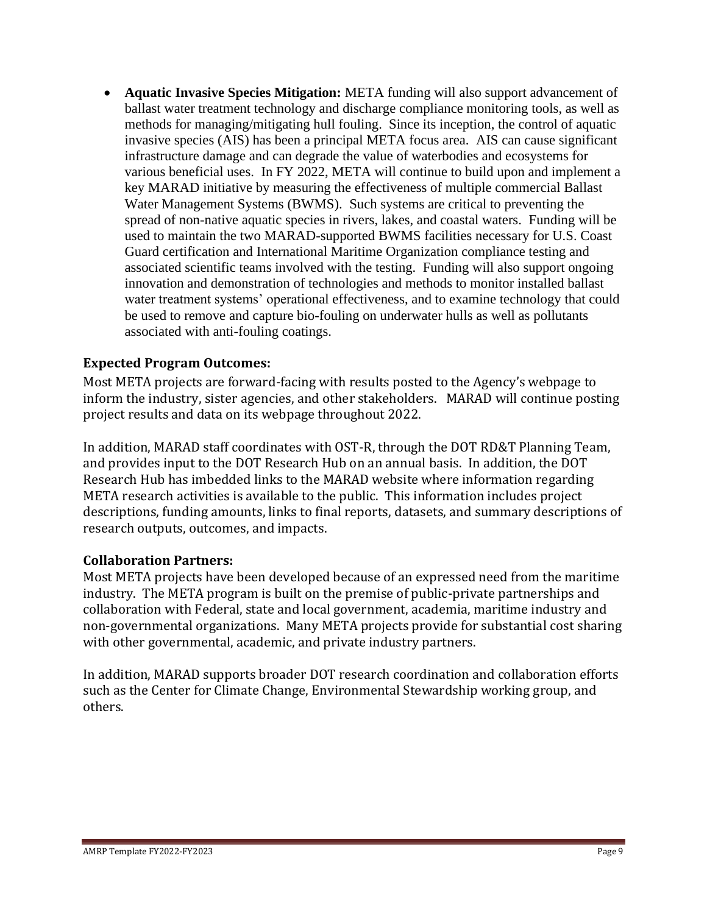- **Aquatic Invasive Species Mitigation:** META funding will also support advancement of ballast water treatment technology and discharge compliance monitoring tools, as well as methods for managing/mitigating hull fouling. Since its inception, the control of aquatic invasive species (AIS) has been a principal META focus area. AIS can cause significant infrastructure damage and can degrade the value of waterbodies and ecosystems for various beneficial uses. In FY 2022, META will continue to build upon and implement a key MARAD initiative by measuring the effectiveness of multiple commercial Ballast Water Management Systems (BWMS). Such systems are critical to preventing the spread of non-native aquatic species in rivers, lakes, and coastal waters. Funding will be used to maintain the two MARAD-supported BWMS facilities necessary for U.S. Coast Guard certification and International Maritime Organization compliance testing and associated scientific teams involved with the testing. Funding will also support ongoing innovation and demonstration of technologies and methods to monitor installed ballast water treatment systems' operational effectiveness, and to examine technology that could be used to remove and capture bio-fouling on underwater hulls as well as pollutants associated with anti-fouling coatings.

### Expected Program Outcomes:

Most META projects are forward-facing with results posted to the Agency's webpage to inform the industry, sister agencies, and other stakeholders. MARAD will continue posting project results and data on its webpage throughout 2022.

In addition, MARAD staff coordinates with OST-R, through the DOT RD&T Planning Team, and provides input to the DOT Research Hub on an annual basis. In addition, the DOT Research Hub has imbedded links to the MARAD website where information regarding META research activities is available to the public. This information includes project descriptions, funding amounts, links to final reports, datasets, and summary descriptions of research outputs, outcomes, and impacts.

### Collaboration Partners:

Most META projects have been developed because of an expressed need from the maritime industry. The META program is built on the premise of public-private partnerships and collaboration with Federal, state and local government, academia, maritime industry and non-governmental organizations. Many META projects provide for substantial cost sharing with other governmental, academic, and private industry partners.

In addition, MARAD supports broader DOT research coordination and collaboration efforts such as the Center for Climate Change, Environmental Stewardship working group, and others.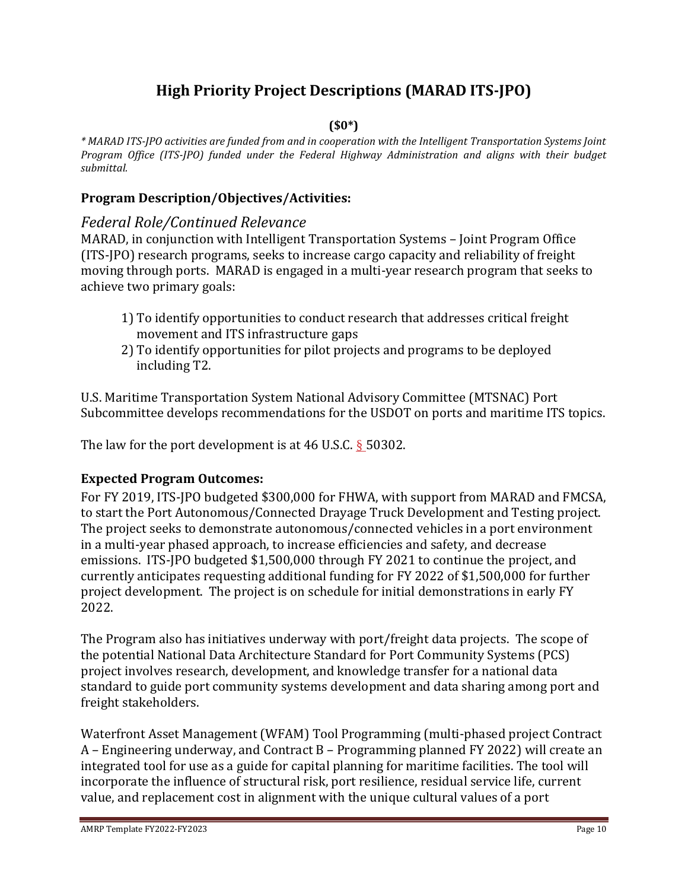# High Priority Project Descriptions (MARAD ITS-JPO)

**($0*)**

*\* MARAD ITS-JPO activities are funded from and in cooperation with the Intelligent Transportation Systems Joint Program Office (ITS-JPO) funded under the Federal Highway Administration and aligns with their budget submittal.*

### Program Description/Objectives/Activities:

## *Federal Role/Continued Relevance*

MARAD, in conjunction with Intelligent Transportation Systems – Joint Program Office (ITS-JPO) research programs, seeks to increase cargo capacity and reliability of freight moving through ports. MARAD is engaged in a multi-year research program that seeks to achieve two primary goals:

1) To identify opportunities to conduct research that addresses critical freight movement and ITS infrastructure gaps
2) To identify opportunities for pilot projects and programs to be deployed including T2.

U.S. Maritime Transportation System National Advisory Committee (MTSNAC) Port Subcommittee develops recommendations for the USDOT on ports and maritime ITS topics.

The law for the port development is at 46 U.S.C. § 50302.

### Expected Program Outcomes:

For FY 2019, ITS-JPO budgeted $300,000 for FHWA, with support from MARAD and FMCSA, to start the Port Autonomous/Connected Drayage Truck Development and Testing project. The project seeks to demonstrate autonomous/connected vehicles in a port environment in a multi-year phased approach, to increase efficiencies and safety, and decrease emissions. ITS-JPO budgeted $1,500,000 through FY 2021 to continue the project, and currently anticipates requesting additional funding for FY 2022 of $1,500,000 for further project development. The project is on schedule for initial demonstrations in early FY 2022.

The Program also has initiatives underway with port/freight data projects. The scope of the potential National Data Architecture Standard for Port Community Systems (PCS) project involves research, development, and knowledge transfer for a national data standard to guide port community systems development and data sharing among port and freight stakeholders.

Waterfront Asset Management (WFAM) Tool Programming (multi-phased project Contract A – Engineering underway, and Contract B – Programming planned FY 2022) will create an integrated tool for use as a guide for capital planning for maritime facilities. The tool will incorporate the influence of structural risk, port resilience, residual service life, current value, and replacement cost in alignment with the unique cultural values of a port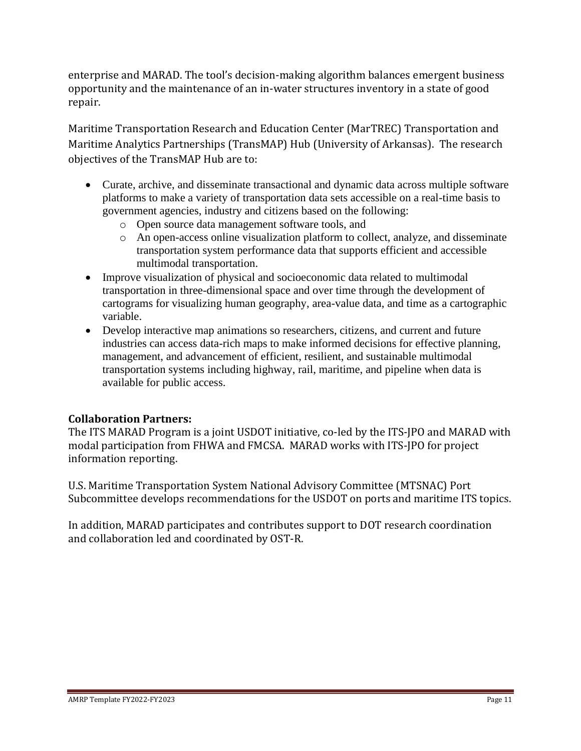enterprise and MARAD. The tool's decision-making algorithm balances emergent business opportunity and the maintenance of an in-water structures inventory in a state of good repair.

Maritime Transportation Research and Education Center (MarTREC) Transportation and Maritime Analytics Partnerships (TransMAP) Hub (University of Arkansas). The research objectives of the TransMAP Hub are to:

- Curate, archive, and disseminate transactional and dynamic data across multiple software platforms to make a variety of transportation data sets accessible on a real-time basis to government agencies, industry and citizens based on the following:
  - Open source data management software tools, and
  - An open-access online visualization platform to collect, analyze, and disseminate transportation system performance data that supports efficient and accessible multimodal transportation.
- Improve visualization of physical and socioeconomic data related to multimodal transportation in three-dimensional space and over time through the development of cartograms for visualizing human geography, area-value data, and time as a cartographic variable.
- Develop interactive map animations so researchers, citizens, and current and future industries can access data-rich maps to make informed decisions for effective planning, management, and advancement of efficient, resilient, and sustainable multimodal transportation systems including highway, rail, maritime, and pipeline when data is available for public access.

**Collaboration Partners:**

The ITS MARAD Program is a joint USDOT initiative, co-led by the ITS-JPO and MARAD with modal participation from FHWA and FMCSA. MARAD works with ITS-JPO for project information reporting.

U.S. Maritime Transportation System National Advisory Committee (MTSNAC) Port Subcommittee develops recommendations for the USDOT on ports and maritime ITS topics.

In addition, MARAD participates and contributes support to DOT research coordination and collaboration led and coordinated by OST-R.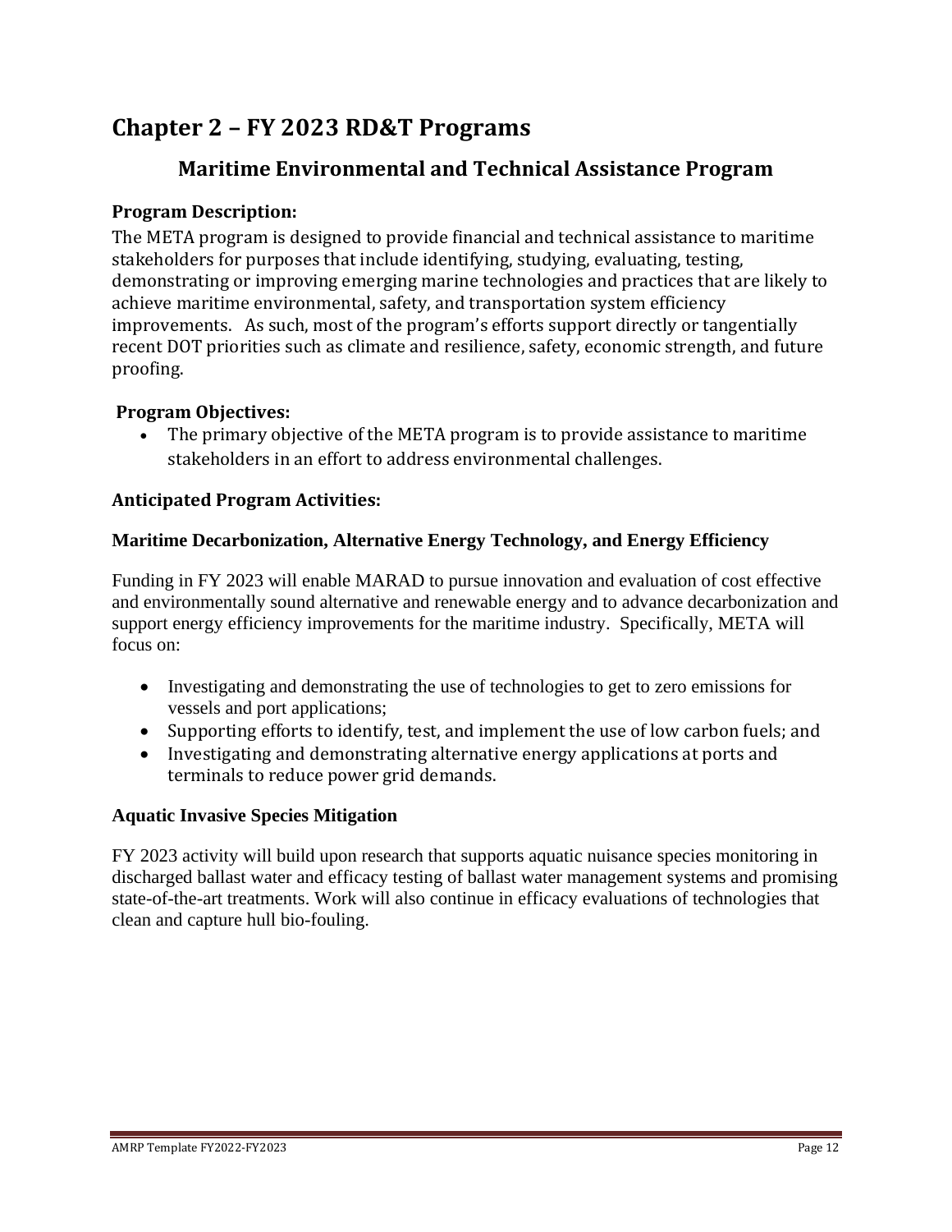# Chapter 2 – FY 2023 RD&T Programs

## Maritime Environmental and Technical Assistance Program

### Program Description:

The META program is designed to provide financial and technical assistance to maritime stakeholders for purposes that include identifying, studying, evaluating, testing, demonstrating or improving emerging marine technologies and practices that are likely to achieve maritime environmental, safety, and transportation system efficiency improvements. As such, most of the program's efforts support directly or tangentially recent DOT priorities such as climate and resilience, safety, economic strength, and future proofing.

### Program Objectives:

- The primary objective of the META program is to provide assistance to maritime stakeholders in an effort to address environmental challenges.

### Anticipated Program Activities:

#### Maritime Decarbonization, Alternative Energy Technology, and Energy Efficiency

Funding in FY 2023 will enable MARAD to pursue innovation and evaluation of cost effective and environmentally sound alternative and renewable energy and to advance decarbonization and support energy efficiency improvements for the maritime industry. Specifically, META will focus on:

- Investigating and demonstrating the use of technologies to get to zero emissions for vessels and port applications;
- Supporting efforts to identify, test, and implement the use of low carbon fuels; and
- Investigating and demonstrating alternative energy applications at ports and terminals to reduce power grid demands.

#### Aquatic Invasive Species Mitigation

FY 2023 activity will build upon research that supports aquatic nuisance species monitoring in discharged ballast water and efficacy testing of ballast water management systems and promising state-of-the-art treatments. Work will also continue in efficacy evaluations of technologies that clean and capture hull bio-fouling.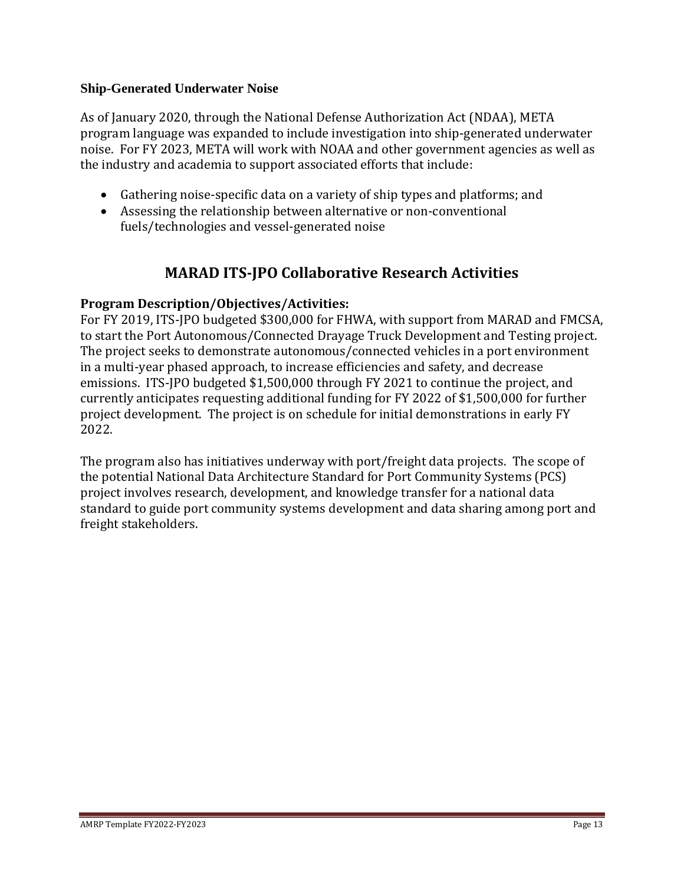### Ship-Generated Underwater Noise

As of January 2020, through the National Defense Authorization Act (NDAA), META program language was expanded to include investigation into ship-generated underwater noise. For FY 2023, META will work with NOAA and other government agencies as well as the industry and academia to support associated efforts that include:

- Gathering noise-specific data on a variety of ship types and platforms; and
- Assessing the relationship between alternative or non-conventional fuels/technologies and vessel-generated noise

## MARAD ITS-JPO Collaborative Research Activities

### Program Description/Objectives/Activities:

For FY 2019, ITS-JPO budgeted $300,000 for FHWA, with support from MARAD and FMCSA, to start the Port Autonomous/Connected Drayage Truck Development and Testing project. The project seeks to demonstrate autonomous/connected vehicles in a port environment in a multi-year phased approach, to increase efficiencies and safety, and decrease emissions. ITS-JPO budgeted $1,500,000 through FY 2021 to continue the project, and currently anticipates requesting additional funding for FY 2022 of $1,500,000 for further project development. The project is on schedule for initial demonstrations in early FY 2022.

The program also has initiatives underway with port/freight data projects. The scope of the potential National Data Architecture Standard for Port Community Systems (PCS) project involves research, development, and knowledge transfer for a national data standard to guide port community systems development and data sharing among port and freight stakeholders.